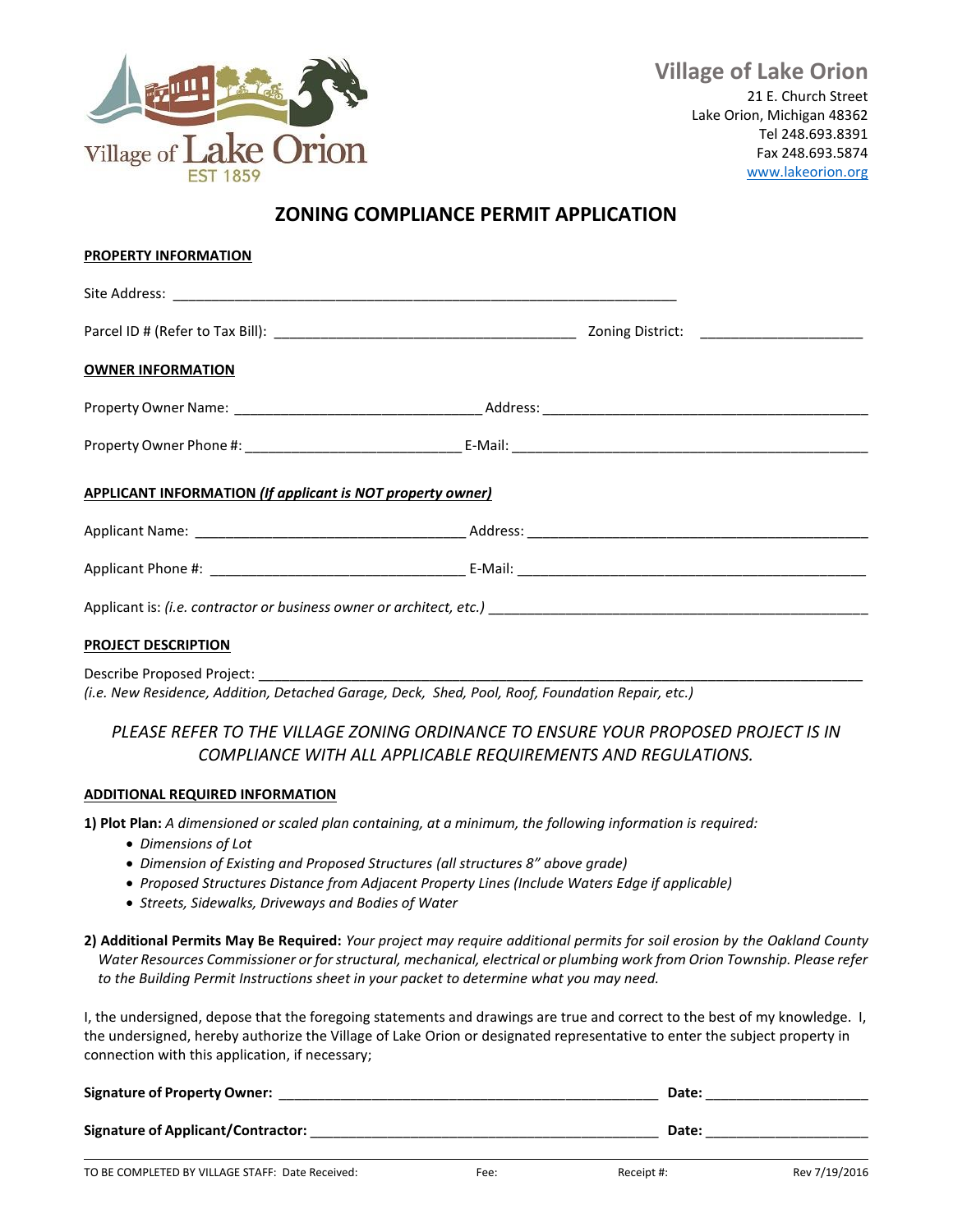Village of Lake Orion
EST 1859

**Village of Lake Orion**
21 E. Church Street
Lake Orion, Michigan 48362
Tel 248.693.8391
Fax 248.693.5874
www.lakeorion.org

# ZONING COMPLIANCE PERMIT APPLICATION

**PROPERTY INFORMATION**

Site Address: ____________________________________________________________

Parcel ID # (Refer to Tax Bill): ____________________________________ Zoning District: ____________________

**OWNER INFORMATION**

Property Owner Name: _______________________________ Address: ________________________________________

Property Owner Phone #: ___________________________ E-Mail: _____________________________________________

**APPLICANT INFORMATION *(If applicant is NOT property owner)***

Applicant Name: _________________________________ Address: __________________________________________

Applicant Phone #: _______________________________ E-Mail: ____________________________________________

Applicant is: *(i.e. contractor or business owner or architect, etc.)* ______________________________________________

**PROJECT DESCRIPTION**

Describe Proposed Project: _________________________________________________________________________
*(i.e. New Residence, Addition, Detached Garage, Deck, Shed, Pool, Roof, Foundation Repair, etc.)*

*PLEASE REFER TO THE VILLAGE ZONING ORDINANCE TO ENSURE YOUR PROPOSED PROJECT IS IN COMPLIANCE WITH ALL APPLICABLE REQUIREMENTS AND REGULATIONS.*

**ADDITIONAL REQUIRED INFORMATION**

**1) Plot Plan:** *A dimensioned or scaled plan containing, at a minimum, the following information is required:*

- *Dimensions of Lot*
- *Dimension of Existing and Proposed Structures (all structures 8" above grade)*
- *Proposed Structures Distance from Adjacent Property Lines (Include Waters Edge if applicable)*
- *Streets, Sidewalks, Driveways and Bodies of Water*

**2) Additional Permits May Be Required:** *Your project may require additional permits for soil erosion by the Oakland County Water Resources Commissioner or for structural, mechanical, electrical or plumbing work from Orion Township. Please refer to the Building Permit Instructions sheet in your packet to determine what you may need.*

I, the undersigned, depose that the foregoing statements and drawings are true and correct to the best of my knowledge. I, the undersigned, hereby authorize the Village of Lake Orion or designated representative to enter the subject property in connection with this application, if necessary;

**Signature of Property Owner:** _______________________________________________ **Date:** ____________________

**Signature of Applicant/Contractor:** __________________________________________ **Date:** ____________________

TO BE COMPLETED BY VILLAGE STAFF: Date Received: Fee: Receipt #: Rev 7/19/2016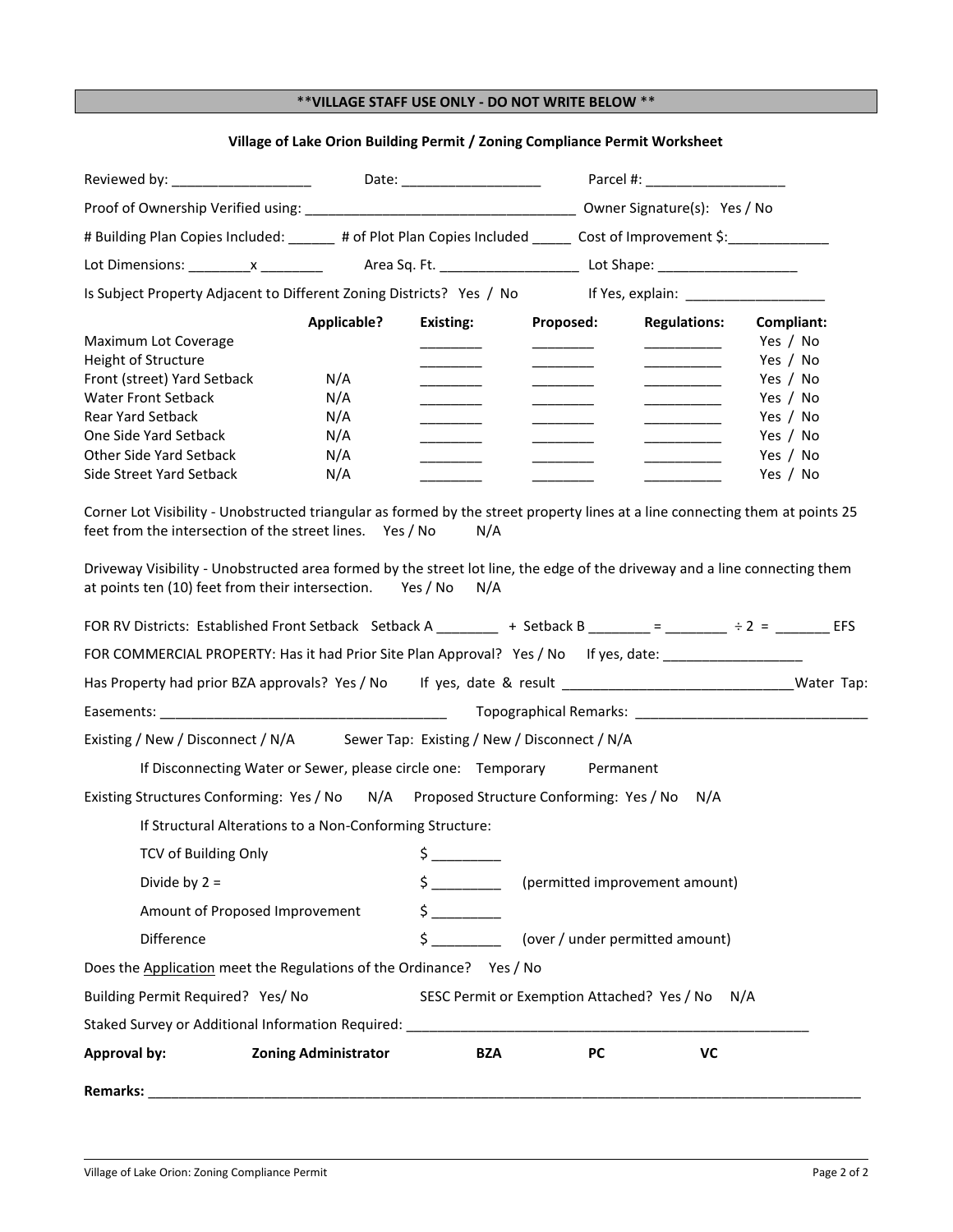**\*\*VILLAGE STAFF USE ONLY - DO NOT WRITE BELOW \*\***

**Village of Lake Orion Building Permit / Zoning Compliance Permit Worksheet**

Reviewed by: __________________ Date: __________________ Parcel #: __________________

Proof of Ownership Verified using: ___________________________________ Owner Signature(s): Yes / No

# Building Plan Copies Included: ______ # of Plot Plan Copies Included _____ Cost of Improvement $:_____________

Lot Dimensions: ________x ________ Area Sq. Ft. __________________ Lot Shape: __________________

Is Subject Property Adjacent to Different Zoning Districts? Yes / No If Yes, explain: __________________

| | Applicable? | Existing: | Proposed: | Regulations: | Compliant: |
|---|---|---|---|---|---|
| Maximum Lot Coverage | | ________ | ________ | __________ | Yes / No |
| Height of Structure | | ________ | ________ | __________ | Yes / No |
| Front (street) Yard Setback | N/A | ________ | ________ | __________ | Yes / No |
| Water Front Setback | N/A | ________ | ________ | __________ | Yes / No |
| Rear Yard Setback | N/A | ________ | ________ | __________ | Yes / No |
| One Side Yard Setback | N/A | ________ | ________ | __________ | Yes / No |
| Other Side Yard Setback | N/A | ________ | ________ | __________ | Yes / No |
| Side Street Yard Setback | N/A | ________ | ________ | __________ | Yes / No |

Corner Lot Visibility - Unobstructed triangular as formed by the street property lines at a line connecting them at points 25 feet from the intersection of the street lines. Yes / No N/A

Driveway Visibility - Unobstructed area formed by the street lot line, the edge of the driveway and a line connecting them at points ten (10) feet from their intersection. Yes / No N/A

FOR RV Districts: Established Front Setback Setback A ________ + Setback B ________ = ________ ÷ 2 = _______ EFS

FOR COMMERCIAL PROPERTY: Has it had Prior Site Plan Approval? Yes / No If yes, date: __________________

Has Property had prior BZA approvals? Yes / No If yes, date & result ______________________________ Water Tap: Existing / New / Disconnect / N/A

Easements: _____________________________________ Topographical Remarks: ______________________________

Sewer Tap: Existing / New / Disconnect / N/A

If Disconnecting Water or Sewer, please circle one: Temporary Permanent

Existing Structures Conforming: Yes / No N/A Proposed Structure Conforming: Yes / No N/A

If Structural Alterations to a Non-Conforming Structure:

TCV of Building Only $ _________

Divide by 2 = $ _________ (permitted improvement amount)

Amount of Proposed Improvement $ _________

Difference $ _________ (over / under permitted amount)

Does the Application meet the Regulations of the Ordinance? Yes / No

Building Permit Required? Yes/ No SESC Permit or Exemption Attached? Yes / No N/A

Staked Survey or Additional Information Required: ______________________________________________________

**Approval by:** **Zoning Administrator** **BZA** **PC** **VC**

**Remarks:** ______________________________________________________________________________________________

Village of Lake Orion: Zoning Compliance Permit